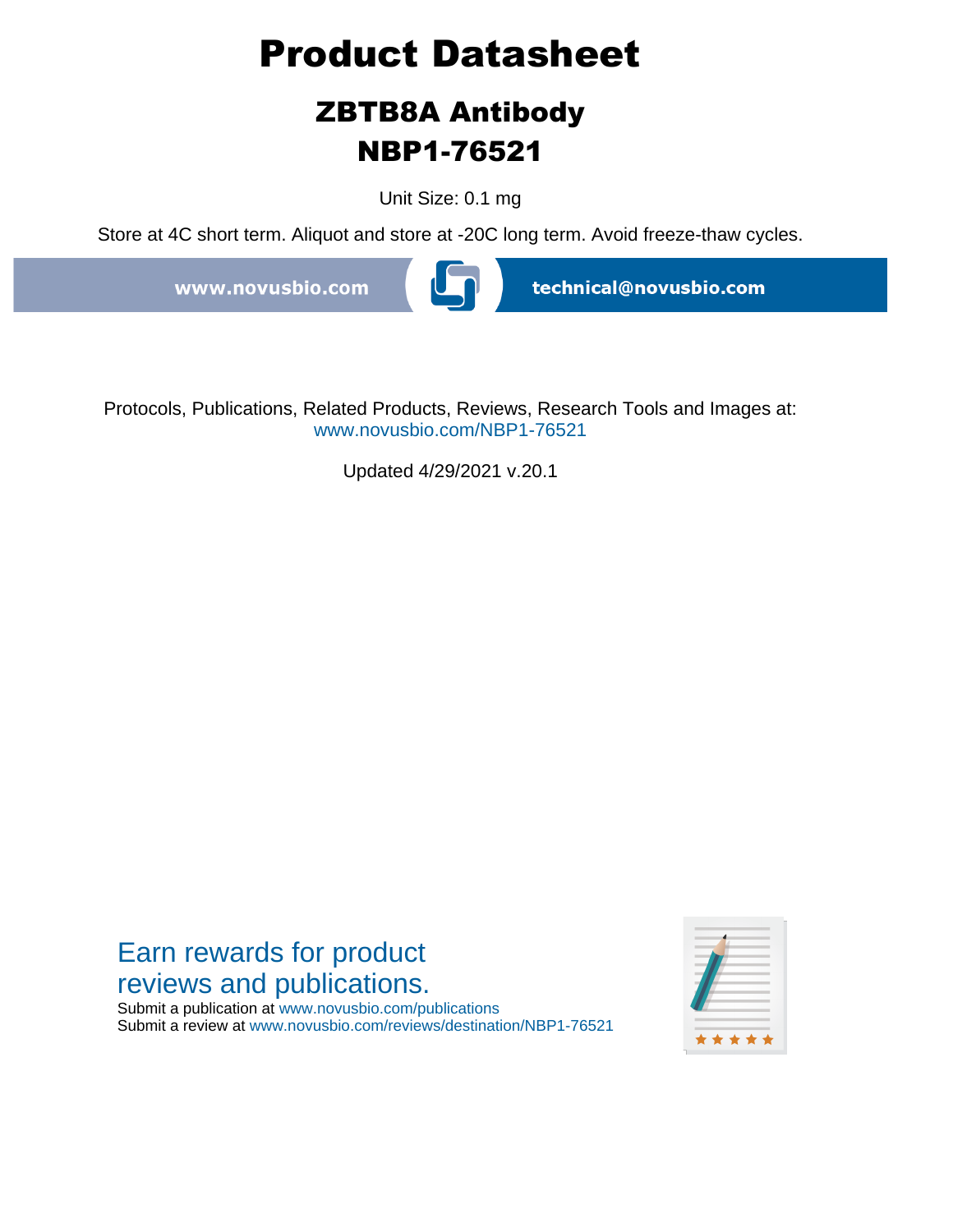# Product Datasheet

## ZBTB8A Antibody
## NBP1-76521

Unit Size: 0.1 mg

Store at 4C short term. Aliquot and store at -20C long term. Avoid freeze-thaw cycles.

www.novusbio.com technical@novusbio.com

Protocols, Publications, Related Products, Reviews, Research Tools and Images at:
www.novusbio.com/NBP1-76521

Updated 4/29/2021 v.20.1

Earn rewards for product reviews and publications.

Submit a publication at www.novusbio.com/publications
Submit a review at www.novusbio.com/reviews/destination/NBP1-76521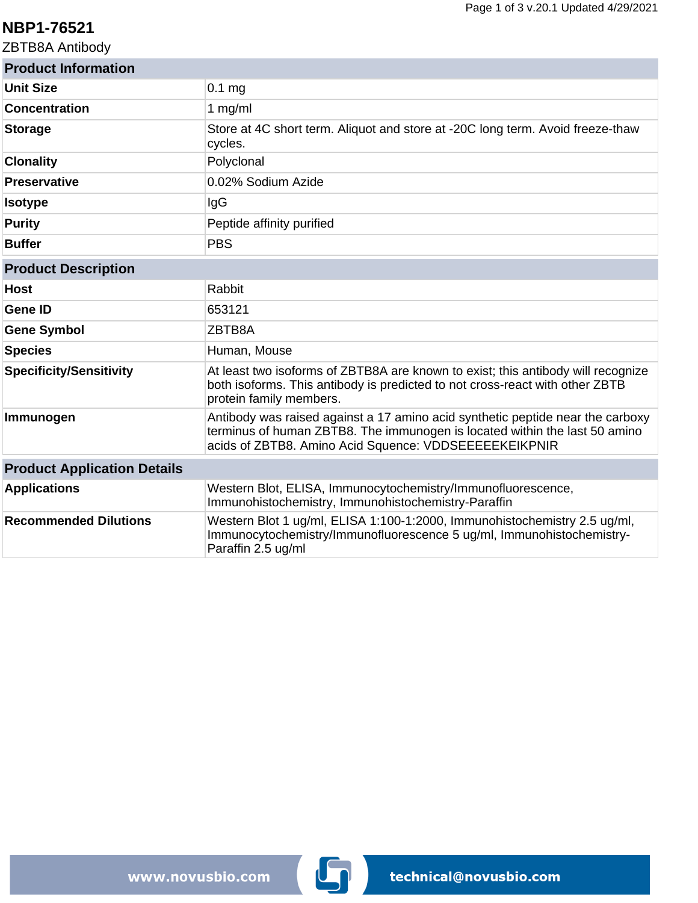# NBP1-76521

ZBTB8A Antibody

| Product Information | |
|---|---|
| **Unit Size** | 0.1 mg |
| **Concentration** | 1 mg/ml |
| **Storage** | Store at 4C short term. Aliquot and store at -20C long term. Avoid freeze-thaw cycles. |
| **Clonality** | Polyclonal |
| **Preservative** | 0.02% Sodium Azide |
| **Isotype** | IgG |
| **Purity** | Peptide affinity purified |
| **Buffer** | PBS |

| Product Description | |
|---|---|
| **Host** | Rabbit |
| **Gene ID** | 653121 |
| **Gene Symbol** | ZBTB8A |
| **Species** | Human, Mouse |
| **Specificity/Sensitivity** | At least two isoforms of ZBTB8A are known to exist; this antibody will recognize both isoforms. This antibody is predicted to not cross-react with other ZBTB protein family members. |
| **Immunogen** | Antibody was raised against a 17 amino acid synthetic peptide near the carboxy terminus of human ZBTB8. The immunogen is located within the last 50 amino acids of ZBTB8. Amino Acid Squence: VDDSEEEEEKEIKPNIR |

| Product Application Details | |
|---|---|
| **Applications** | Western Blot, ELISA, Immunocytochemistry/Immunofluorescence, Immunohistochemistry, Immunohistochemistry-Paraffin |
| **Recommended Dilutions** | Western Blot 1 ug/ml, ELISA 1:100-1:2000, Immunohistochemistry 2.5 ug/ml, Immunocytochemistry/Immunofluorescence 5 ug/ml, Immunohistochemistry-Paraffin 2.5 ug/ml |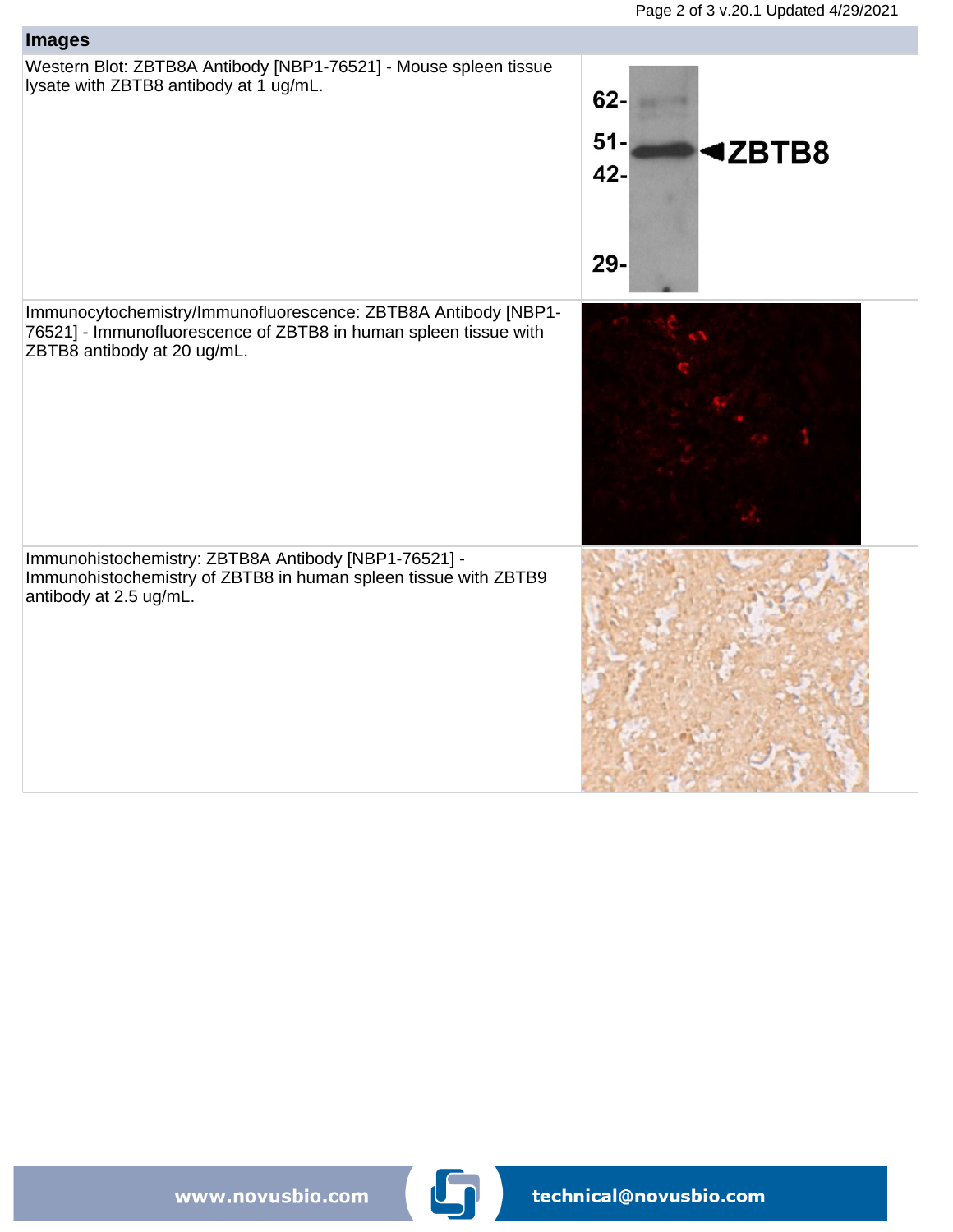## Images

Western Blot: ZBTB8A Antibody [NBP1-76521] - Mouse spleen tissue lysate with ZBTB8 antibody at 1 ug/mL.

Immunocytochemistry/Immunofluorescence: ZBTB8A Antibody [NBP1-76521] - Immunofluorescence of ZBTB8 in human spleen tissue with ZBTB8 antibody at 20 ug/mL.

Immunohistochemistry: ZBTB8A Antibody [NBP1-76521] - Immunohistochemistry of ZBTB8 in human spleen tissue with ZBTB9 antibody at 2.5 ug/mL.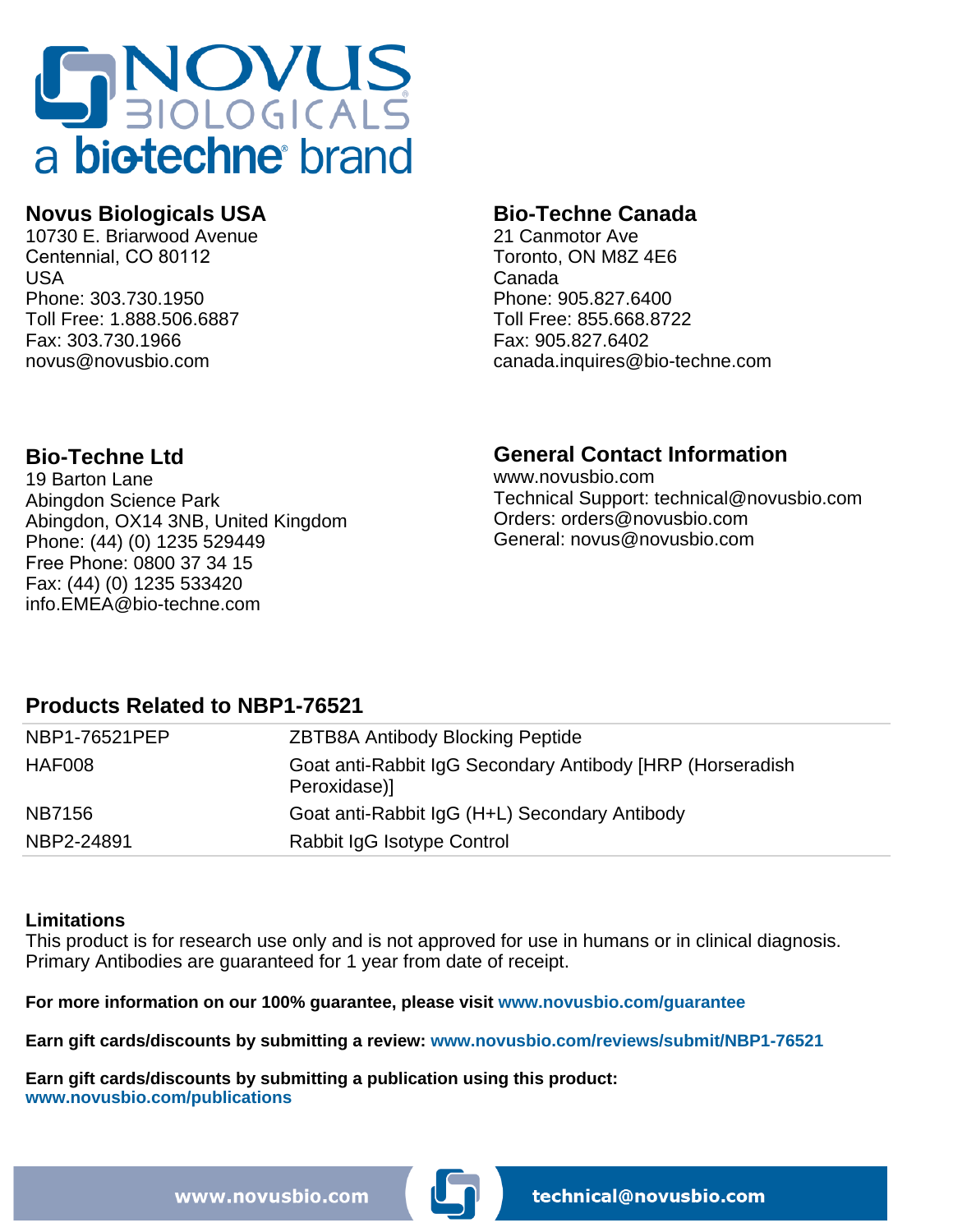## Novus Biologicals USA

10730 E. Briarwood Avenue
Centennial, CO 80112
USA
Phone: 303.730.1950
Toll Free: 1.888.506.6887
Fax: 303.730.1966
novus@novusbio.com

## Bio-Techne Canada

21 Canmotor Ave
Toronto, ON M8Z 4E6
Canada
Phone: 905.827.6400
Toll Free: 855.668.8722
Fax: 905.827.6402
canada.inquires@bio-techne.com

## Bio-Techne Ltd

19 Barton Lane
Abingdon Science Park
Abingdon, OX14 3NB, United Kingdom
Phone: (44) (0) 1235 529449
Free Phone: 0800 37 34 15
Fax: (44) (0) 1235 533420
info.EMEA@bio-techne.com

## General Contact Information

www.novusbio.com
Technical Support: technical@novusbio.com
Orders: orders@novusbio.com
General: novus@novusbio.com

## Products Related to NBP1-76521

| | |
|---|---|
| NBP1-76521PEP | ZBTB8A Antibody Blocking Peptide |
| HAF008 | Goat anti-Rabbit IgG Secondary Antibody [HRP (Horseradish Peroxidase)] |
| NB7156 | Goat anti-Rabbit IgG (H+L) Secondary Antibody |
| NBP2-24891 | Rabbit IgG Isotype Control |

### Limitations

This product is for research use only and is not approved for use in humans or in clinical diagnosis. Primary Antibodies are guaranteed for 1 year from date of receipt.

**For more information on our 100% guarantee, please visit www.novusbio.com/guarantee**

**Earn gift cards/discounts by submitting a review: www.novusbio.com/reviews/submit/NBP1-76521**

**Earn gift cards/discounts by submitting a publication using this product: www.novusbio.com/publications**